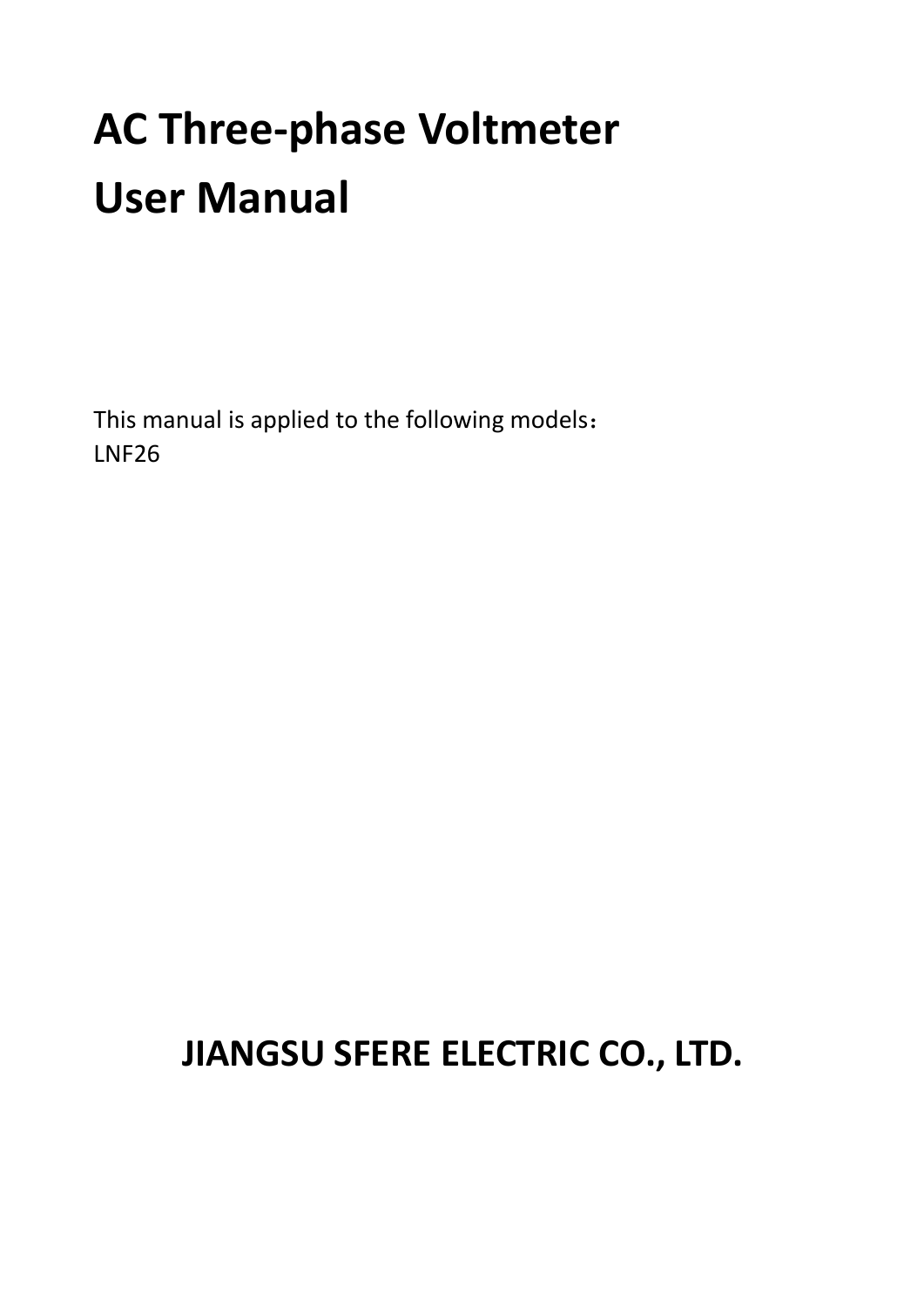# AC Three-phase Voltmeter User Manual

This manual is applied to the following models：
LNF26

**JIANGSU SFERE ELECTRIC CO., LTD.**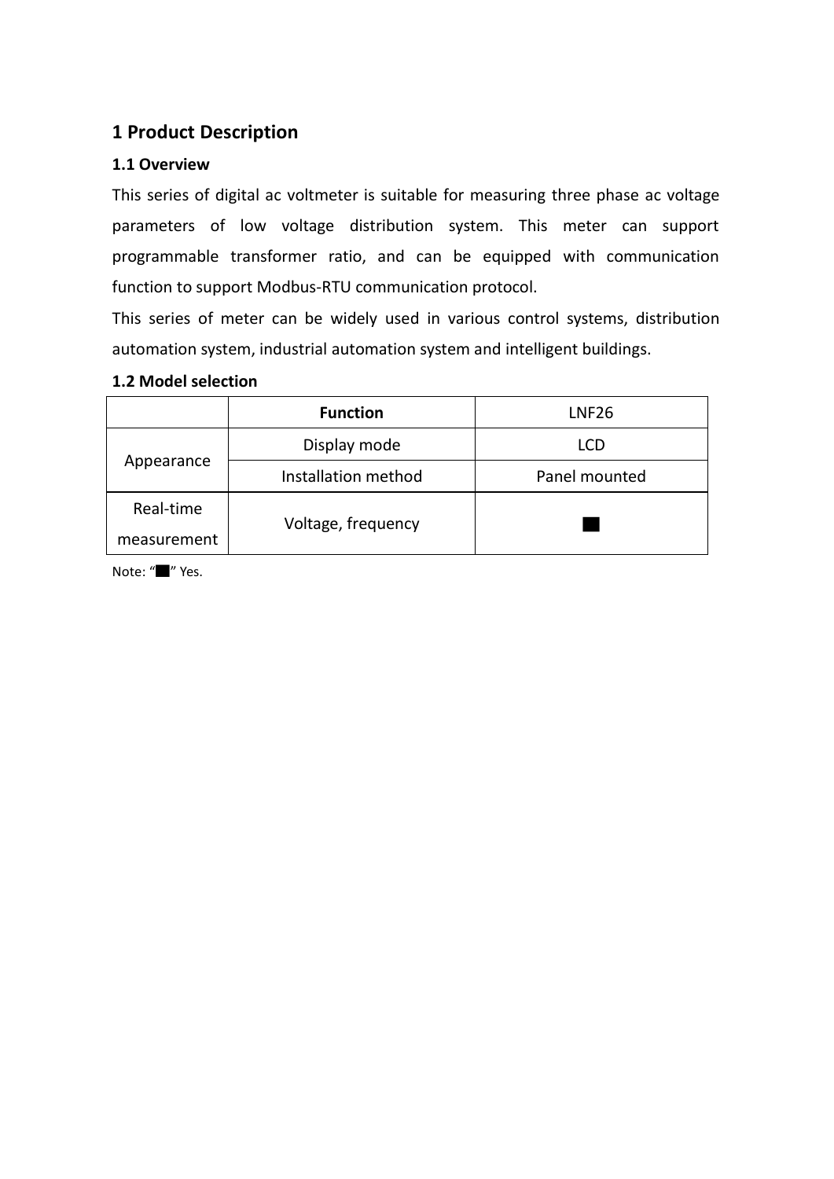# 1 Product Description

### 1.1 Overview

This series of digital ac voltmeter is suitable for measuring three phase ac voltage parameters of low voltage distribution system. This meter can support programmable transformer ratio, and can be equipped with communication function to support Modbus-RTU communication protocol.

This series of meter can be widely used in various control systems, distribution automation system, industrial automation system and intelligent buildings.

### 1.2 Model selection

| | **Function** | LNF26 |
|---|---|---|
| Appearance | Display mode | LCD |
| | Installation method | Panel mounted |
| Real-time measurement | Voltage, frequency | ■ |

Note: "■" Yes.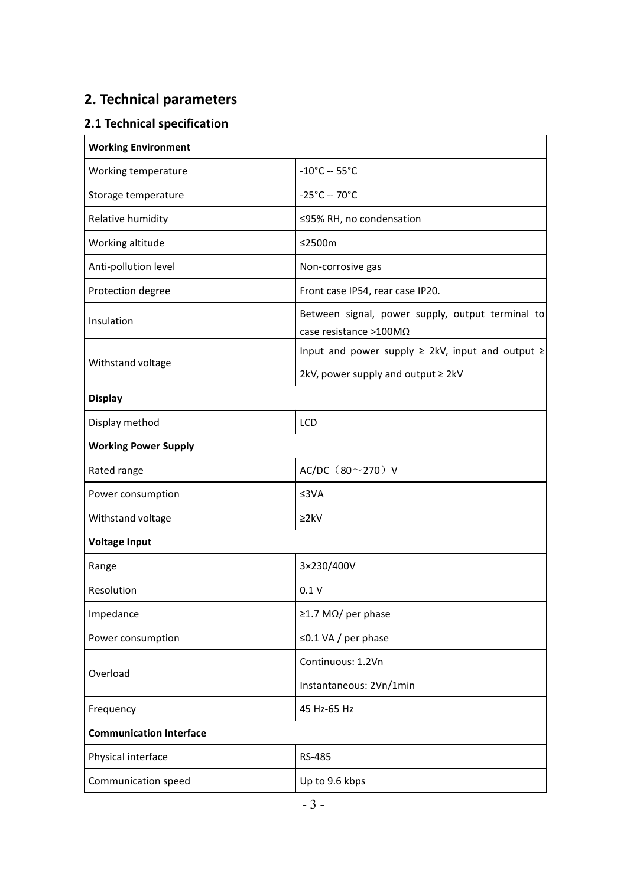## 2. Technical parameters

### 2.1 Technical specification

| **Working Environment** | |
|---|---|
| Working temperature | -10°C -- 55°C |
| Storage temperature | -25°C -- 70°C |
| Relative humidity | ≤95% RH, no condensation |
| Working altitude | ≤2500m |
| Anti-pollution level | Non-corrosive gas |
| Protection degree | Front case IP54, rear case IP20. |
| Insulation | Between signal, power supply, output terminal to case resistance >100MΩ |
| Withstand voltage | Input and power supply ≥ 2kV, input and output ≥ 2kV, power supply and output ≥ 2kV |
| **Display** | |
| Display method | LCD |
| **Working Power Supply** | |
| Rated range | AC/DC（80～270）V |
| Power consumption | ≤3VA |
| Withstand voltage | ≥2kV |
| **Voltage Input** | |
| Range | 3×230/400V |
| Resolution | 0.1 V |
| Impedance | ≥1.7 MΩ/ per phase |
| Power consumption | ≤0.1 VA / per phase |
| Overload | Continuous: 1.2Vn<br>Instantaneous: 2Vn/1min |
| Frequency | 45 Hz-65 Hz |
| **Communication Interface** | |
| Physical interface | RS-485 |
| Communication speed | Up to 9.6 kbps |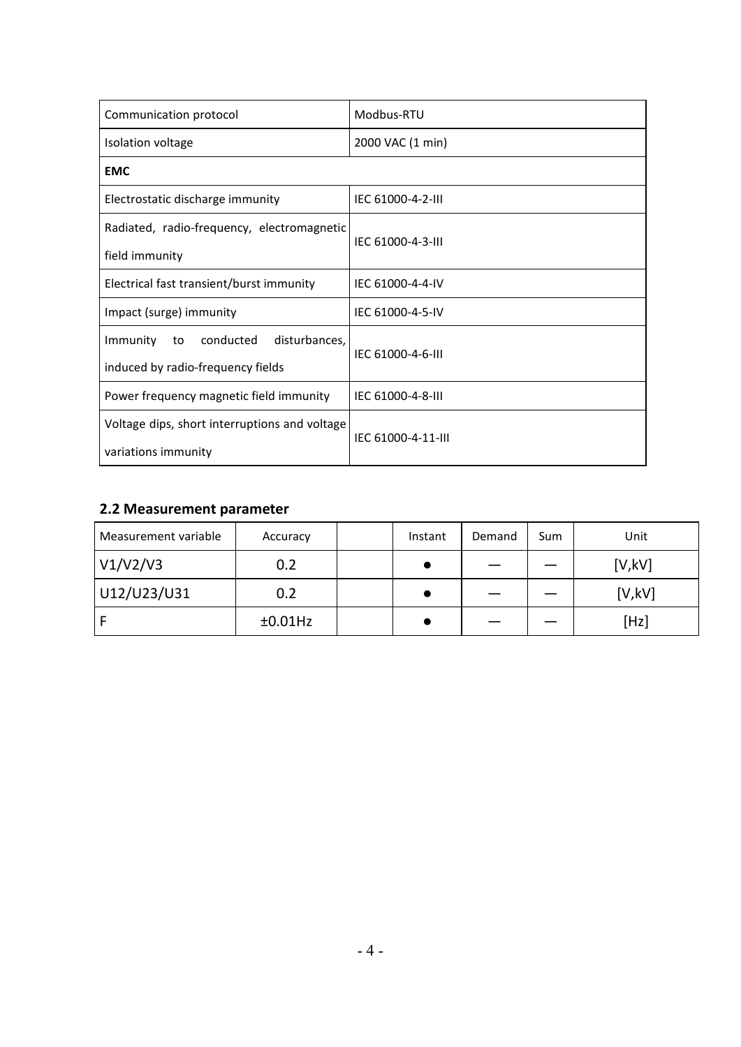| Communication protocol | Modbus-RTU |
| --- | --- |
| Isolation voltage | 2000 VAC (1 min) |
| **EMC** | |
| Electrostatic discharge immunity | IEC 61000-4-2-III |
| Radiated, radio-frequency, electromagnetic field immunity | IEC 61000-4-3-III |
| Electrical fast transient/burst immunity | IEC 61000-4-4-IV |
| Impact (surge) immunity | IEC 61000-4-5-IV |
| Immunity to conducted disturbances, induced by radio-frequency fields | IEC 61000-4-6-III |
| Power frequency magnetic field immunity | IEC 61000-4-8-III |
| Voltage dips, short interruptions and voltage variations immunity | IEC 61000-4-11-III |

## 2.2 Measurement parameter

| Measurement variable | Accuracy | | Instant | Demand | Sum | Unit |
| --- | --- | --- | --- | --- | --- | --- |
| V1/V2/V3 | 0.2 | | ● | — | — | [V,kV] |
| U12/U23/U31 | 0.2 | | ● | — | — | [V,kV] |
| F | ±0.01Hz | | ● | — | — | [Hz] |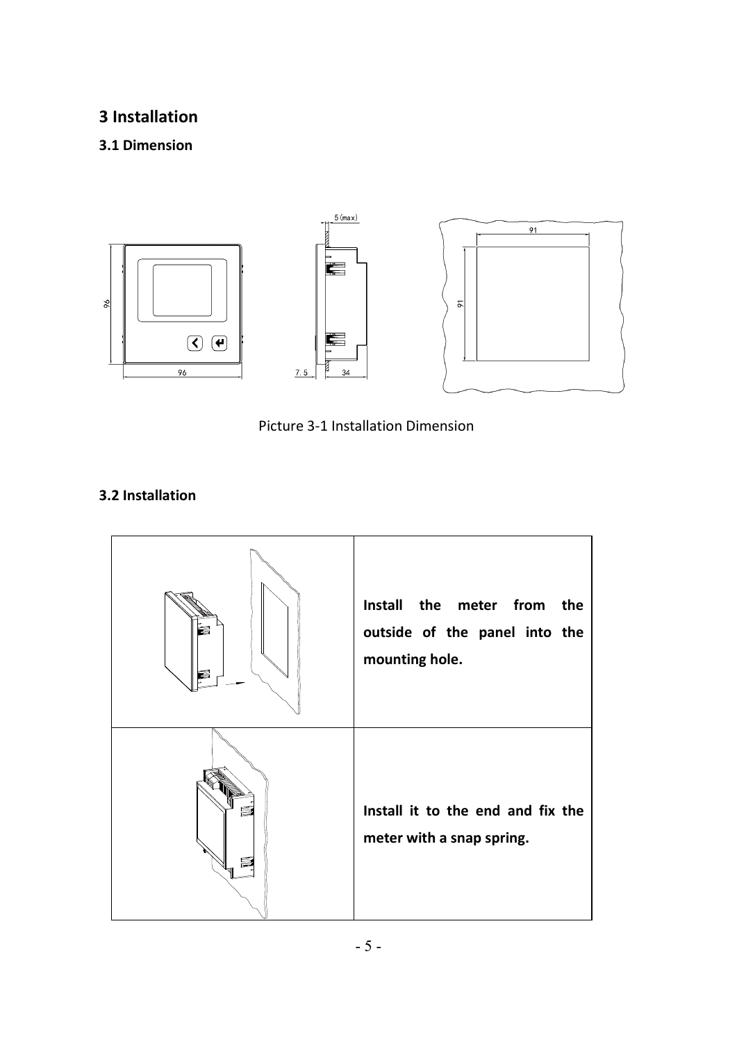# 3 Installation

## 3.1 Dimension

Picture 3-1 Installation Dimension

## 3.2 Installation

| | |
|---|---|
| | **Install the meter from the outside of the panel into the mounting hole.** |
| | **Install it to the end and fix the meter with a snap spring.** |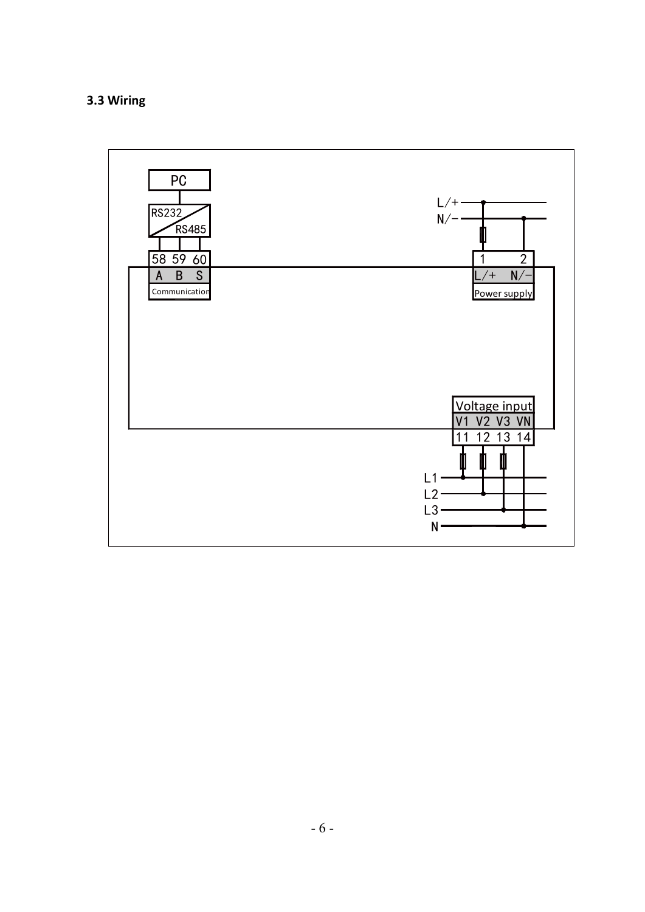### 3.3 Wiring

PC

RS232

RS485

58 59 60

A B S

Communication

L/+

N/−

1 2

L/+ N/−

Power supply

Voltage input

V1 V2 V3 VN

11 12 13 14

L1

L2

L3

N